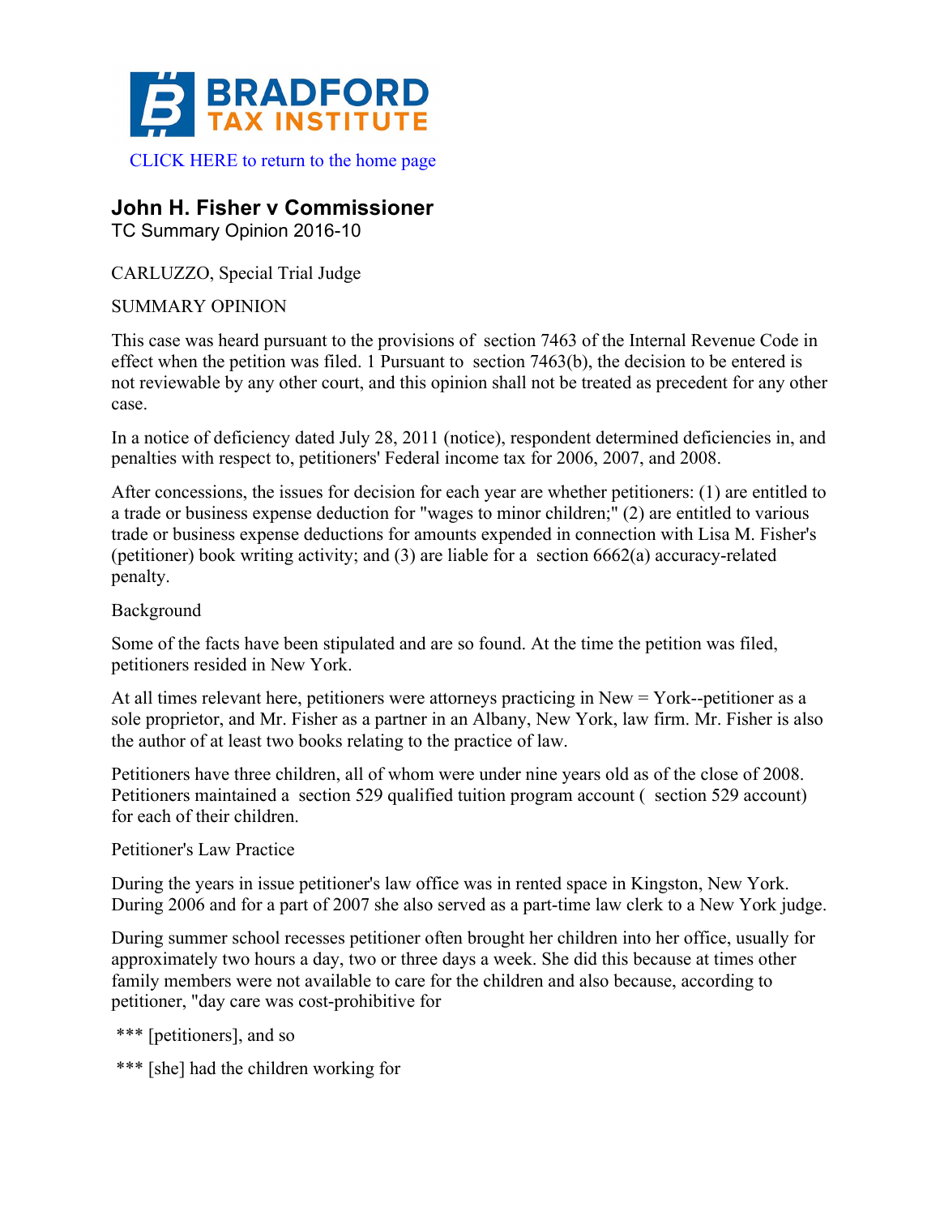**BRADFORD TAX INSTITUTE**

CLICK HERE to return to the home page

## John H. Fisher v Commissioner

TC Summary Opinion 2016-10

CARLUZZO, Special Trial Judge

SUMMARY OPINION

This case was heard pursuant to the provisions of section 7463 of the Internal Revenue Code in effect when the petition was filed. 1 Pursuant to section 7463(b), the decision to be entered is not reviewable by any other court, and this opinion shall not be treated as precedent for any other case.

In a notice of deficiency dated July 28, 2011 (notice), respondent determined deficiencies in, and penalties with respect to, petitioners' Federal income tax for 2006, 2007, and 2008.

After concessions, the issues for decision for each year are whether petitioners: (1) are entitled to a trade or business expense deduction for "wages to minor children;" (2) are entitled to various trade or business expense deductions for amounts expended in connection with Lisa M. Fisher's (petitioner) book writing activity; and (3) are liable for a section 6662(a) accuracy-related penalty.

Background

Some of the facts have been stipulated and are so found. At the time the petition was filed, petitioners resided in New York.

At all times relevant here, petitioners were attorneys practicing in New = York--petitioner as a sole proprietor, and Mr. Fisher as a partner in an Albany, New York, law firm. Mr. Fisher is also the author of at least two books relating to the practice of law.

Petitioners have three children, all of whom were under nine years old as of the close of 2008. Petitioners maintained a section 529 qualified tuition program account ( section 529 account) for each of their children.

Petitioner's Law Practice

During the years in issue petitioner's law office was in rented space in Kingston, New York. During 2006 and for a part of 2007 she also served as a part-time law clerk to a New York judge.

During summer school recesses petitioner often brought her children into her office, usually for approximately two hours a day, two or three days a week. She did this because at times other family members were not available to care for the children and also because, according to petitioner, "day care was cost-prohibitive for

*** [petitioners], and so

*** [she] had the children working for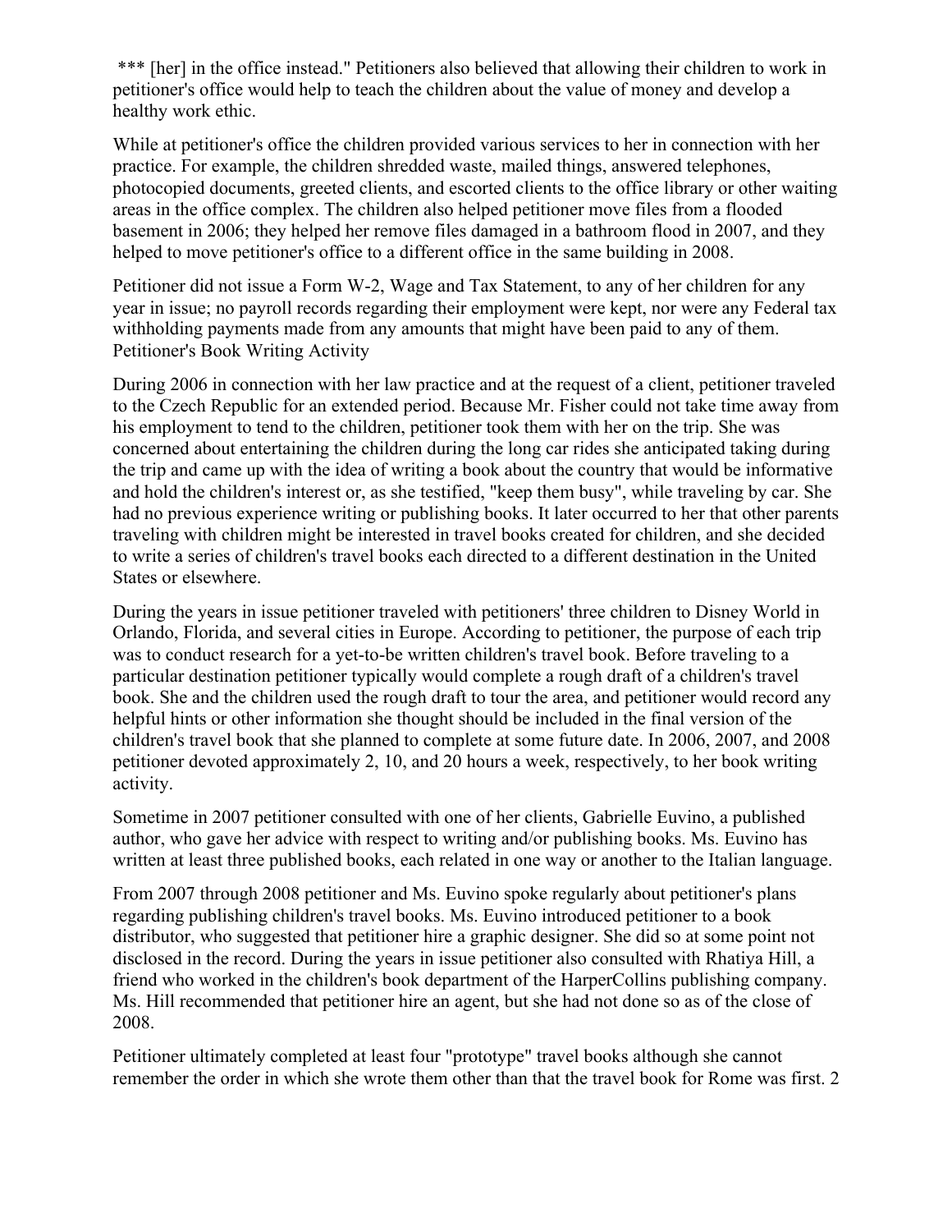*** [her] in the office instead." Petitioners also believed that allowing their children to work in petitioner's office would help to teach the children about the value of money and develop a healthy work ethic.

While at petitioner's office the children provided various services to her in connection with her practice. For example, the children shredded waste, mailed things, answered telephones, photocopied documents, greeted clients, and escorted clients to the office library or other waiting areas in the office complex. The children also helped petitioner move files from a flooded basement in 2006; they helped her remove files damaged in a bathroom flood in 2007, and they helped to move petitioner's office to a different office in the same building in 2008.

Petitioner did not issue a Form W-2, Wage and Tax Statement, to any of her children for any year in issue; no payroll records regarding their employment were kept, nor were any Federal tax withholding payments made from any amounts that might have been paid to any of them.

## Petitioner's Book Writing Activity

During 2006 in connection with her law practice and at the request of a client, petitioner traveled to the Czech Republic for an extended period. Because Mr. Fisher could not take time away from his employment to tend to the children, petitioner took them with her on the trip. She was concerned about entertaining the children during the long car rides she anticipated taking during the trip and came up with the idea of writing a book about the country that would be informative and hold the children's interest or, as she testified, "keep them busy", while traveling by car. She had no previous experience writing or publishing books. It later occurred to her that other parents traveling with children might be interested in travel books created for children, and she decided to write a series of children's travel books each directed to a different destination in the United States or elsewhere.

During the years in issue petitioner traveled with petitioners' three children to Disney World in Orlando, Florida, and several cities in Europe. According to petitioner, the purpose of each trip was to conduct research for a yet-to-be written children's travel book. Before traveling to a particular destination petitioner typically would complete a rough draft of a children's travel book. She and the children used the rough draft to tour the area, and petitioner would record any helpful hints or other information she thought should be included in the final version of the children's travel book that she planned to complete at some future date. In 2006, 2007, and 2008 petitioner devoted approximately 2, 10, and 20 hours a week, respectively, to her book writing activity.

Sometime in 2007 petitioner consulted with one of her clients, Gabrielle Euvino, a published author, who gave her advice with respect to writing and/or publishing books. Ms. Euvino has written at least three published books, each related in one way or another to the Italian language.

From 2007 through 2008 petitioner and Ms. Euvino spoke regularly about petitioner's plans regarding publishing children's travel books. Ms. Euvino introduced petitioner to a book distributor, who suggested that petitioner hire a graphic designer. She did so at some point not disclosed in the record. During the years in issue petitioner also consulted with Rhatiya Hill, a friend who worked in the children's book department of the HarperCollins publishing company. Ms. Hill recommended that petitioner hire an agent, but she had not done so as of the close of 2008.

Petitioner ultimately completed at least four "prototype" travel books although she cannot remember the order in which she wrote them other than that the travel book for Rome was first. 2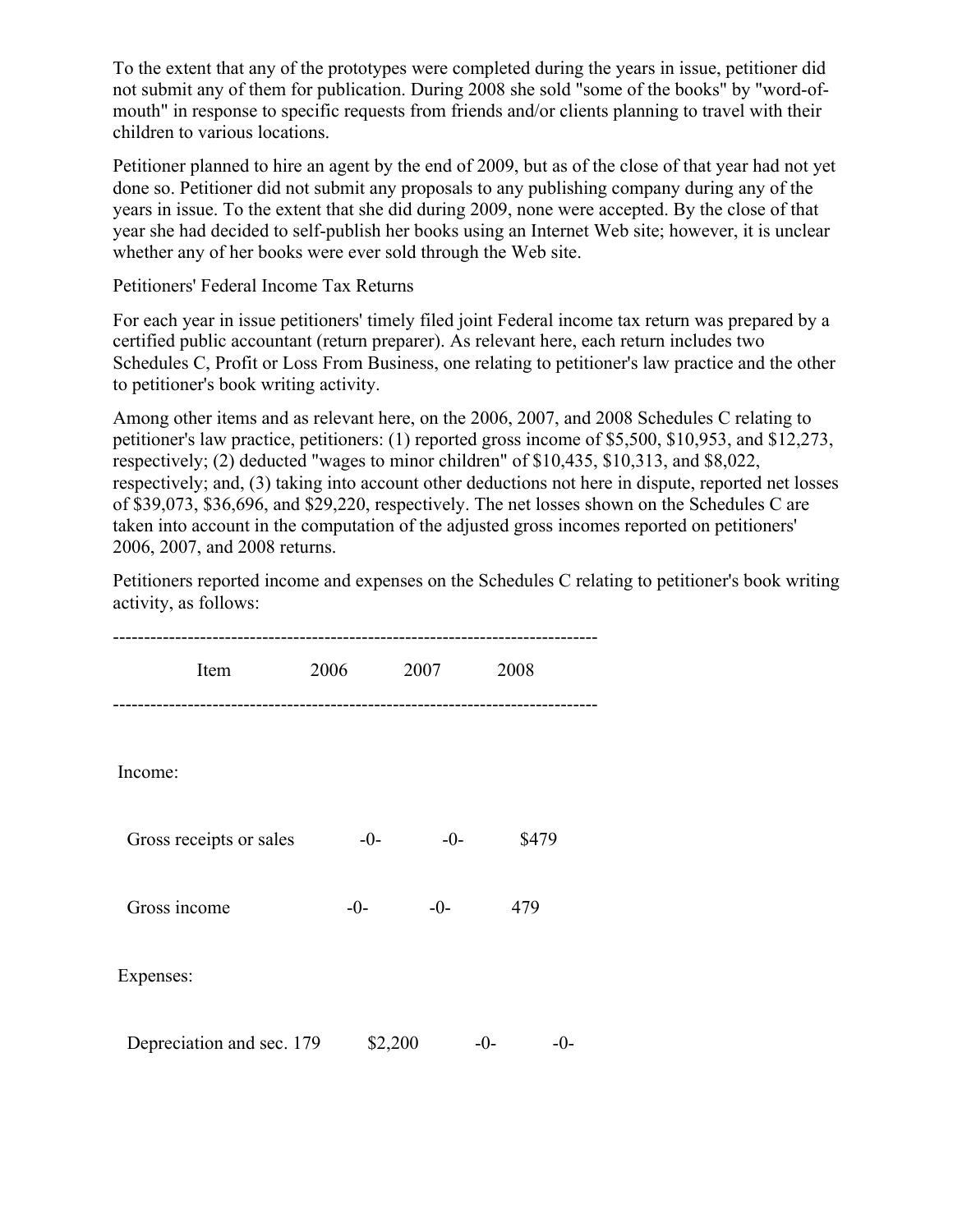To the extent that any of the prototypes were completed during the years in issue, petitioner did not submit any of them for publication. During 2008 she sold "some of the books" by "word-of-mouth" in response to specific requests from friends and/or clients planning to travel with their children to various locations.

Petitioner planned to hire an agent by the end of 2009, but as of the close of that year had not yet done so. Petitioner did not submit any proposals to any publishing company during any of the years in issue. To the extent that she did during 2009, none were accepted. By the close of that year she had decided to self-publish her books using an Internet Web site; however, it is unclear whether any of her books were ever sold through the Web site.

Petitioners' Federal Income Tax Returns

For each year in issue petitioners' timely filed joint Federal income tax return was prepared by a certified public accountant (return preparer). As relevant here, each return includes two Schedules C, Profit or Loss From Business, one relating to petitioner's law practice and the other to petitioner's book writing activity.

Among other items and as relevant here, on the 2006, 2007, and 2008 Schedules C relating to petitioner's law practice, petitioners: (1) reported gross income of $5,500, $10,953, and $12,273, respectively; (2) deducted "wages to minor children" of $10,435, $10,313, and $8,022, respectively; and, (3) taking into account other deductions not here in dispute, reported net losses of $39,073, $36,696, and $29,220, respectively. The net losses shown on the Schedules C are taken into account in the computation of the adjusted gross incomes reported on petitioners' 2006, 2007, and 2008 returns.

Petitioners reported income and expenses on the Schedules C relating to petitioner's book writing activity, as follows:

| Item | 2006 | 2007 | 2008 |
|---|---|---|---|
| Income: | | | |
| Gross receipts or sales | -0- | -0- | $479 |
| Gross income | -0- | -0- | 479 |
| Expenses: | | | |
| Depreciation and sec. 179 | $2,200 | -0- | -0- |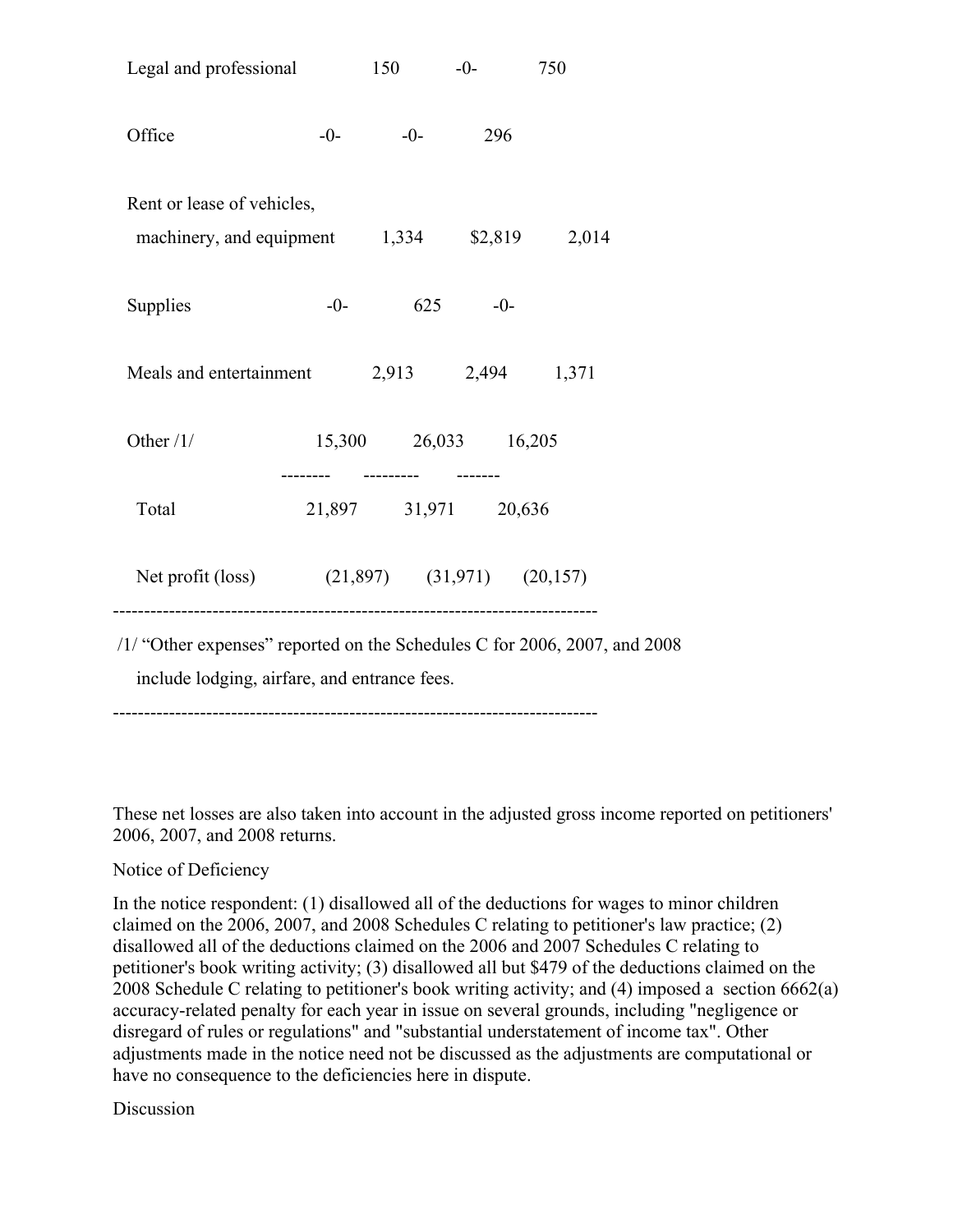| | | | |
|---|---|---|---|
| Legal and professional | 150 | -0- | 750 |
| Office | -0- | -0- | 296 |
| Rent or lease of vehicles, machinery, and equipment | 1,334 | $2,819 | 2,014 |
| Supplies | -0- | 625 | -0- |
| Meals and entertainment | 2,913 | 2,494 | 1,371 |
| Other /1/ | 15,300 | 26,033 | 16,205 |
| Total | 21,897 | 31,971 | 20,636 |
| Net profit (loss) | (21,897) | (31,971) | (20,157) |

/1/ "Other expenses" reported on the Schedules C for 2006, 2007, and 2008 include lodging, airfare, and entrance fees.

These net losses are also taken into account in the adjusted gross income reported on petitioners' 2006, 2007, and 2008 returns.

Notice of Deficiency

In the notice respondent: (1) disallowed all of the deductions for wages to minor children claimed on the 2006, 2007, and 2008 Schedules C relating to petitioner's law practice; (2) disallowed all of the deductions claimed on the 2006 and 2007 Schedules C relating to petitioner's book writing activity; (3) disallowed all but $479 of the deductions claimed on the 2008 Schedule C relating to petitioner's book writing activity; and (4) imposed a section 6662(a) accuracy-related penalty for each year in issue on several grounds, including "negligence or disregard of rules or regulations" and "substantial understatement of income tax". Other adjustments made in the notice need not be discussed as the adjustments are computational or have no consequence to the deficiencies here in dispute.

Discussion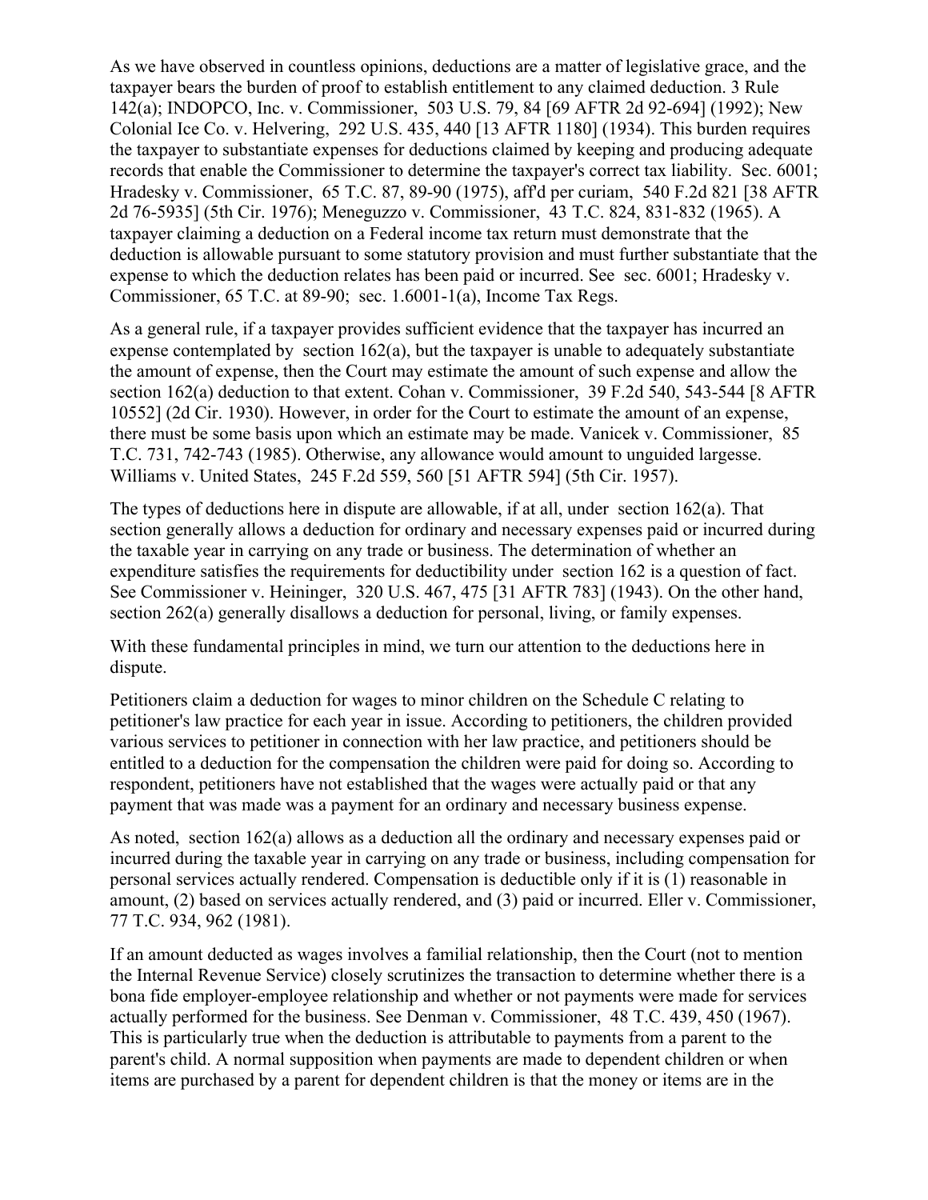As we have observed in countless opinions, deductions are a matter of legislative grace, and the taxpayer bears the burden of proof to establish entitlement to any claimed deduction. 3 Rule 142(a); INDOPCO, Inc. v. Commissioner, 503 U.S. 79, 84 [69 AFTR 2d 92-694] (1992); New Colonial Ice Co. v. Helvering, 292 U.S. 435, 440 [13 AFTR 1180] (1934). This burden requires the taxpayer to substantiate expenses for deductions claimed by keeping and producing adequate records that enable the Commissioner to determine the taxpayer's correct tax liability. Sec. 6001; Hradesky v. Commissioner, 65 T.C. 87, 89-90 (1975), aff'd per curiam, 540 F.2d 821 [38 AFTR 2d 76-5935] (5th Cir. 1976); Meneguzzo v. Commissioner, 43 T.C. 824, 831-832 (1965). A taxpayer claiming a deduction on a Federal income tax return must demonstrate that the deduction is allowable pursuant to some statutory provision and must further substantiate that the expense to which the deduction relates has been paid or incurred. See sec. 6001; Hradesky v. Commissioner, 65 T.C. at 89-90; sec. 1.6001-1(a), Income Tax Regs.

As a general rule, if a taxpayer provides sufficient evidence that the taxpayer has incurred an expense contemplated by section 162(a), but the taxpayer is unable to adequately substantiate the amount of expense, then the Court may estimate the amount of such expense and allow the section 162(a) deduction to that extent. Cohan v. Commissioner, 39 F.2d 540, 543-544 [8 AFTR 10552] (2d Cir. 1930). However, in order for the Court to estimate the amount of an expense, there must be some basis upon which an estimate may be made. Vanicek v. Commissioner, 85 T.C. 731, 742-743 (1985). Otherwise, any allowance would amount to unguided largesse. Williams v. United States, 245 F.2d 559, 560 [51 AFTR 594] (5th Cir. 1957).

The types of deductions here in dispute are allowable, if at all, under section 162(a). That section generally allows a deduction for ordinary and necessary expenses paid or incurred during the taxable year in carrying on any trade or business. The determination of whether an expenditure satisfies the requirements for deductibility under section 162 is a question of fact. See Commissioner v. Heininger, 320 U.S. 467, 475 [31 AFTR 783] (1943). On the other hand, section 262(a) generally disallows a deduction for personal, living, or family expenses.

With these fundamental principles in mind, we turn our attention to the deductions here in dispute.

Petitioners claim a deduction for wages to minor children on the Schedule C relating to petitioner's law practice for each year in issue. According to petitioners, the children provided various services to petitioner in connection with her law practice, and petitioners should be entitled to a deduction for the compensation the children were paid for doing so. According to respondent, petitioners have not established that the wages were actually paid or that any payment that was made was a payment for an ordinary and necessary business expense.

As noted, section 162(a) allows as a deduction all the ordinary and necessary expenses paid or incurred during the taxable year in carrying on any trade or business, including compensation for personal services actually rendered. Compensation is deductible only if it is (1) reasonable in amount, (2) based on services actually rendered, and (3) paid or incurred. Eller v. Commissioner, 77 T.C. 934, 962 (1981).

If an amount deducted as wages involves a familial relationship, then the Court (not to mention the Internal Revenue Service) closely scrutinizes the transaction to determine whether there is a bona fide employer-employee relationship and whether or not payments were made for services actually performed for the business. See Denman v. Commissioner, 48 T.C. 439, 450 (1967). This is particularly true when the deduction is attributable to payments from a parent to the parent's child. A normal supposition when payments are made to dependent children or when items are purchased by a parent for dependent children is that the money or items are in the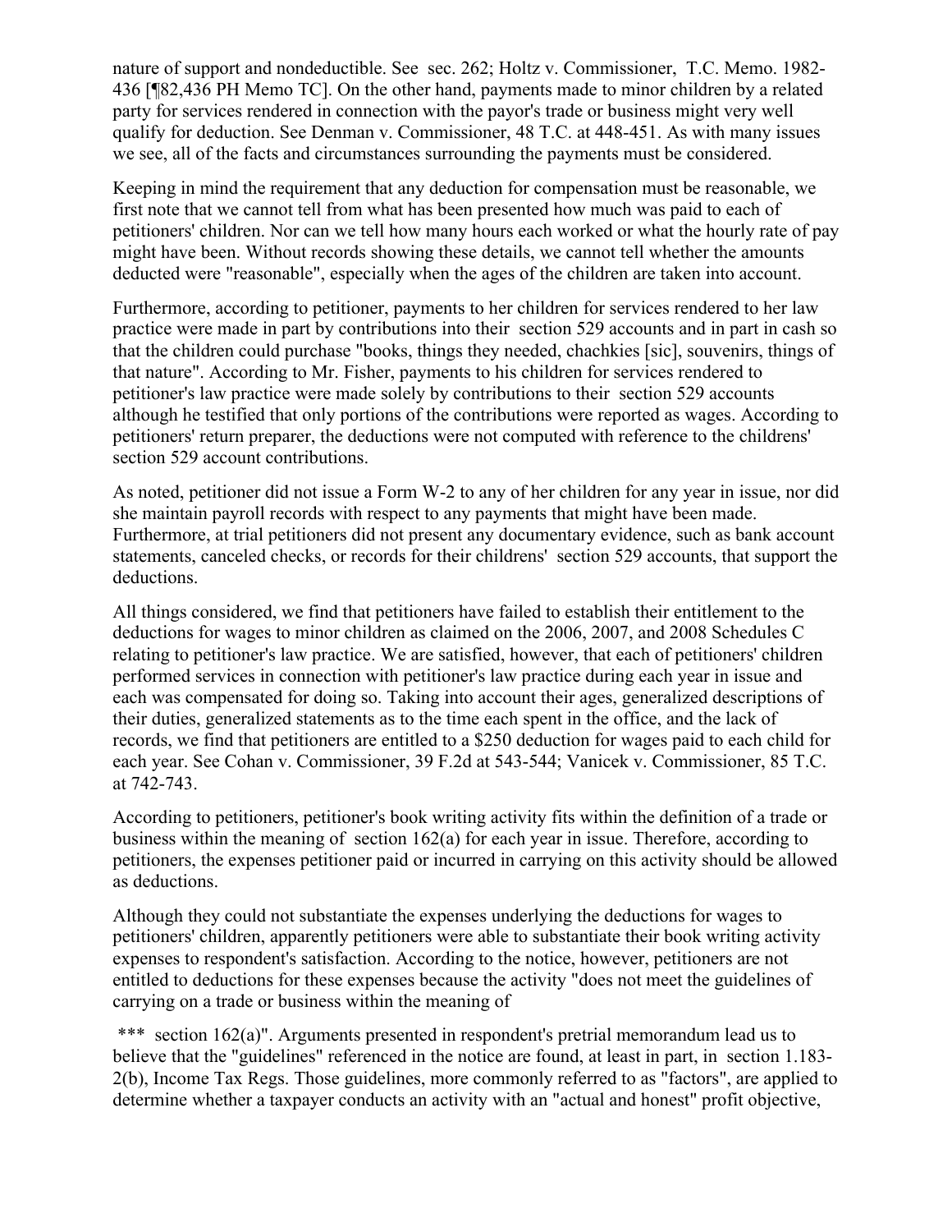nature of support and nondeductible. See sec. 262; Holtz v. Commissioner, T.C. Memo. 1982-436 [¶82,436 PH Memo TC]. On the other hand, payments made to minor children by a related party for services rendered in connection with the payor's trade or business might very well qualify for deduction. See Denman v. Commissioner, 48 T.C. at 448-451. As with many issues we see, all of the facts and circumstances surrounding the payments must be considered.

Keeping in mind the requirement that any deduction for compensation must be reasonable, we first note that we cannot tell from what has been presented how much was paid to each of petitioners' children. Nor can we tell how many hours each worked or what the hourly rate of pay might have been. Without records showing these details, we cannot tell whether the amounts deducted were "reasonable", especially when the ages of the children are taken into account.

Furthermore, according to petitioner, payments to her children for services rendered to her law practice were made in part by contributions into their section 529 accounts and in part in cash so that the children could purchase "books, things they needed, chachkies [sic], souvenirs, things of that nature". According to Mr. Fisher, payments to his children for services rendered to petitioner's law practice were made solely by contributions to their section 529 accounts although he testified that only portions of the contributions were reported as wages. According to petitioners' return preparer, the deductions were not computed with reference to the childrens' section 529 account contributions.

As noted, petitioner did not issue a Form W-2 to any of her children for any year in issue, nor did she maintain payroll records with respect to any payments that might have been made. Furthermore, at trial petitioners did not present any documentary evidence, such as bank account statements, canceled checks, or records for their childrens' section 529 accounts, that support the deductions.

All things considered, we find that petitioners have failed to establish their entitlement to the deductions for wages to minor children as claimed on the 2006, 2007, and 2008 Schedules C relating to petitioner's law practice. We are satisfied, however, that each of petitioners' children performed services in connection with petitioner's law practice during each year in issue and each was compensated for doing so. Taking into account their ages, generalized descriptions of their duties, generalized statements as to the time each spent in the office, and the lack of records, we find that petitioners are entitled to a $250 deduction for wages paid to each child for each year. See Cohan v. Commissioner, 39 F.2d at 543-544; Vanicek v. Commissioner, 85 T.C. at 742-743.

According to petitioners, petitioner's book writing activity fits within the definition of a trade or business within the meaning of section 162(a) for each year in issue. Therefore, according to petitioners, the expenses petitioner paid or incurred in carrying on this activity should be allowed as deductions.

Although they could not substantiate the expenses underlying the deductions for wages to petitioners' children, apparently petitioners were able to substantiate their book writing activity expenses to respondent's satisfaction. According to the notice, however, petitioners are not entitled to deductions for these expenses because the activity "does not meet the guidelines of carrying on a trade or business within the meaning of

*** section 162(a)". Arguments presented in respondent's pretrial memorandum lead us to believe that the "guidelines" referenced in the notice are found, at least in part, in section 1.183-2(b), Income Tax Regs. Those guidelines, more commonly referred to as "factors", are applied to determine whether a taxpayer conducts an activity with an "actual and honest" profit objective,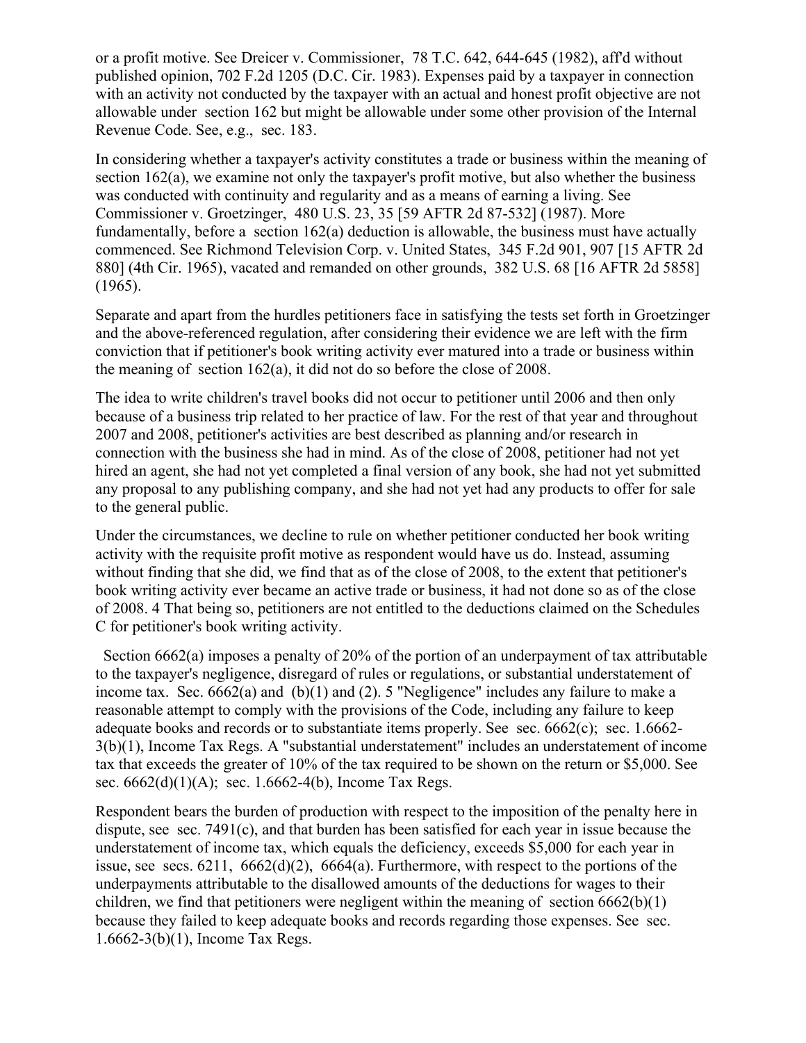or a profit motive. See Dreicer v. Commissioner, 78 T.C. 642, 644-645 (1982), aff'd without published opinion, 702 F.2d 1205 (D.C. Cir. 1983). Expenses paid by a taxpayer in connection with an activity not conducted by the taxpayer with an actual and honest profit objective are not allowable under section 162 but might be allowable under some other provision of the Internal Revenue Code. See, e.g., sec. 183.

In considering whether a taxpayer's activity constitutes a trade or business within the meaning of section 162(a), we examine not only the taxpayer's profit motive, but also whether the business was conducted with continuity and regularity and as a means of earning a living. See Commissioner v. Groetzinger, 480 U.S. 23, 35 [59 AFTR 2d 87-532] (1987). More fundamentally, before a section 162(a) deduction is allowable, the business must have actually commenced. See Richmond Television Corp. v. United States, 345 F.2d 901, 907 [15 AFTR 2d 880] (4th Cir. 1965), vacated and remanded on other grounds, 382 U.S. 68 [16 AFTR 2d 5858] (1965).

Separate and apart from the hurdles petitioners face in satisfying the tests set forth in Groetzinger and the above-referenced regulation, after considering their evidence we are left with the firm conviction that if petitioner's book writing activity ever matured into a trade or business within the meaning of section 162(a), it did not do so before the close of 2008.

The idea to write children's travel books did not occur to petitioner until 2006 and then only because of a business trip related to her practice of law. For the rest of that year and throughout 2007 and 2008, petitioner's activities are best described as planning and/or research in connection with the business she had in mind. As of the close of 2008, petitioner had not yet hired an agent, she had not yet completed a final version of any book, she had not yet submitted any proposal to any publishing company, and she had not yet had any products to offer for sale to the general public.

Under the circumstances, we decline to rule on whether petitioner conducted her book writing activity with the requisite profit motive as respondent would have us do. Instead, assuming without finding that she did, we find that as of the close of 2008, to the extent that petitioner's book writing activity ever became an active trade or business, it had not done so as of the close of 2008. 4 That being so, petitioners are not entitled to the deductions claimed on the Schedules C for petitioner's book writing activity.

Section 6662(a) imposes a penalty of 20% of the portion of an underpayment of tax attributable to the taxpayer's negligence, disregard of rules or regulations, or substantial understatement of income tax. Sec. 6662(a) and (b)(1) and (2). 5 "Negligence" includes any failure to make a reasonable attempt to comply with the provisions of the Code, including any failure to keep adequate books and records or to substantiate items properly. See sec. 6662(c); sec. 1.6662-3(b)(1), Income Tax Regs. A "substantial understatement" includes an understatement of income tax that exceeds the greater of 10% of the tax required to be shown on the return or $5,000. See sec. 6662(d)(1)(A); sec. 1.6662-4(b), Income Tax Regs.

Respondent bears the burden of production with respect to the imposition of the penalty here in dispute, see sec. 7491(c), and that burden has been satisfied for each year in issue because the understatement of income tax, which equals the deficiency, exceeds $5,000 for each year in issue, see secs. 6211, 6662(d)(2), 6664(a). Furthermore, with respect to the portions of the underpayments attributable to the disallowed amounts of the deductions for wages to their children, we find that petitioners were negligent within the meaning of section 6662(b)(1) because they failed to keep adequate books and records regarding those expenses. See sec. 1.6662-3(b)(1), Income Tax Regs.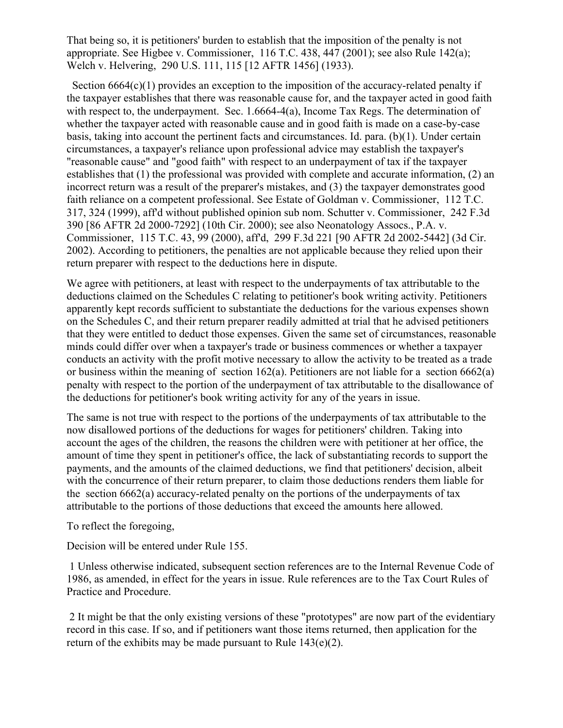That being so, it is petitioners' burden to establish that the imposition of the penalty is not appropriate. See Higbee v. Commissioner, 116 T.C. 438, 447 (2001); see also Rule 142(a); Welch v. Helvering, 290 U.S. 111, 115 [12 AFTR 1456] (1933).

Section 6664(c)(1) provides an exception to the imposition of the accuracy-related penalty if the taxpayer establishes that there was reasonable cause for, and the taxpayer acted in good faith with respect to, the underpayment. Sec. 1.6664-4(a), Income Tax Regs. The determination of whether the taxpayer acted with reasonable cause and in good faith is made on a case-by-case basis, taking into account the pertinent facts and circumstances. Id. para. (b)(1). Under certain circumstances, a taxpayer's reliance upon professional advice may establish the taxpayer's "reasonable cause" and "good faith" with respect to an underpayment of tax if the taxpayer establishes that (1) the professional was provided with complete and accurate information, (2) an incorrect return was a result of the preparer's mistakes, and (3) the taxpayer demonstrates good faith reliance on a competent professional. See Estate of Goldman v. Commissioner, 112 T.C. 317, 324 (1999), aff'd without published opinion sub nom. Schutter v. Commissioner, 242 F.3d 390 [86 AFTR 2d 2000-7292] (10th Cir. 2000); see also Neonatology Assocs., P.A. v. Commissioner, 115 T.C. 43, 99 (2000), aff'd, 299 F.3d 221 [90 AFTR 2d 2002-5442] (3d Cir. 2002). According to petitioners, the penalties are not applicable because they relied upon their return preparer with respect to the deductions here in dispute.

We agree with petitioners, at least with respect to the underpayments of tax attributable to the deductions claimed on the Schedules C relating to petitioner's book writing activity. Petitioners apparently kept records sufficient to substantiate the deductions for the various expenses shown on the Schedules C, and their return preparer readily admitted at trial that he advised petitioners that they were entitled to deduct those expenses. Given the same set of circumstances, reasonable minds could differ over when a taxpayer's trade or business commences or whether a taxpayer conducts an activity with the profit motive necessary to allow the activity to be treated as a trade or business within the meaning of section 162(a). Petitioners are not liable for a section 6662(a) penalty with respect to the portion of the underpayment of tax attributable to the disallowance of the deductions for petitioner's book writing activity for any of the years in issue.

The same is not true with respect to the portions of the underpayments of tax attributable to the now disallowed portions of the deductions for wages for petitioners' children. Taking into account the ages of the children, the reasons the children were with petitioner at her office, the amount of time they spent in petitioner's office, the lack of substantiating records to support the payments, and the amounts of the claimed deductions, we find that petitioners' decision, albeit with the concurrence of their return preparer, to claim those deductions renders them liable for the section 6662(a) accuracy-related penalty on the portions of the underpayments of tax attributable to the portions of those deductions that exceed the amounts here allowed.

To reflect the foregoing,

Decision will be entered under Rule 155.

1 Unless otherwise indicated, subsequent section references are to the Internal Revenue Code of 1986, as amended, in effect for the years in issue. Rule references are to the Tax Court Rules of Practice and Procedure.

2 It might be that the only existing versions of these "prototypes" are now part of the evidentiary record in this case. If so, and if petitioners want those items returned, then application for the return of the exhibits may be made pursuant to Rule 143(e)(2).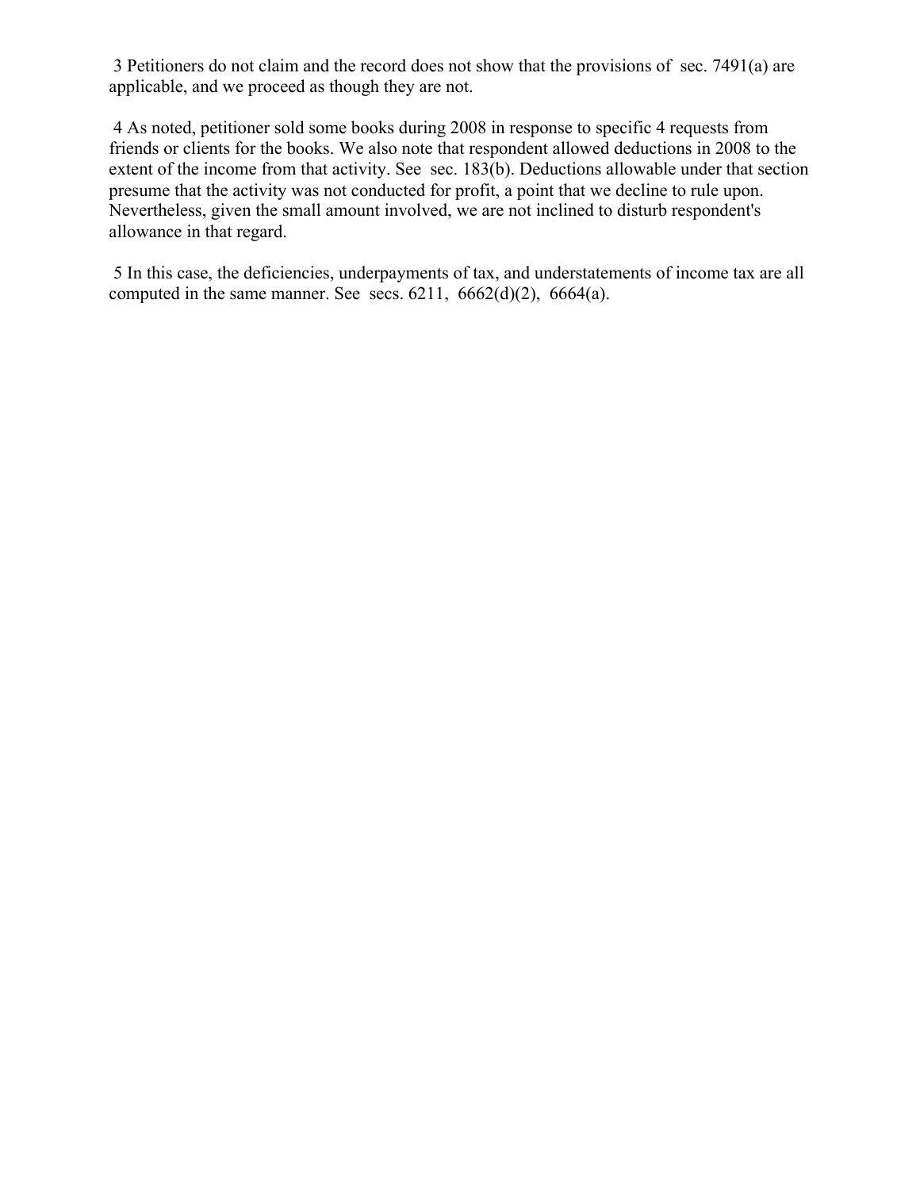3 Petitioners do not claim and the record does not show that the provisions of sec. 7491(a) are applicable, and we proceed as though they are not.

4 As noted, petitioner sold some books during 2008 in response to specific 4 requests from friends or clients for the books. We also note that respondent allowed deductions in 2008 to the extent of the income from that activity. See sec. 183(b). Deductions allowable under that section presume that the activity was not conducted for profit, a point that we decline to rule upon. Nevertheless, given the small amount involved, we are not inclined to disturb respondent's allowance in that regard.

5 In this case, the deficiencies, underpayments of tax, and understatements of income tax are all computed in the same manner. See secs. 6211, 6662(d)(2), 6664(a).